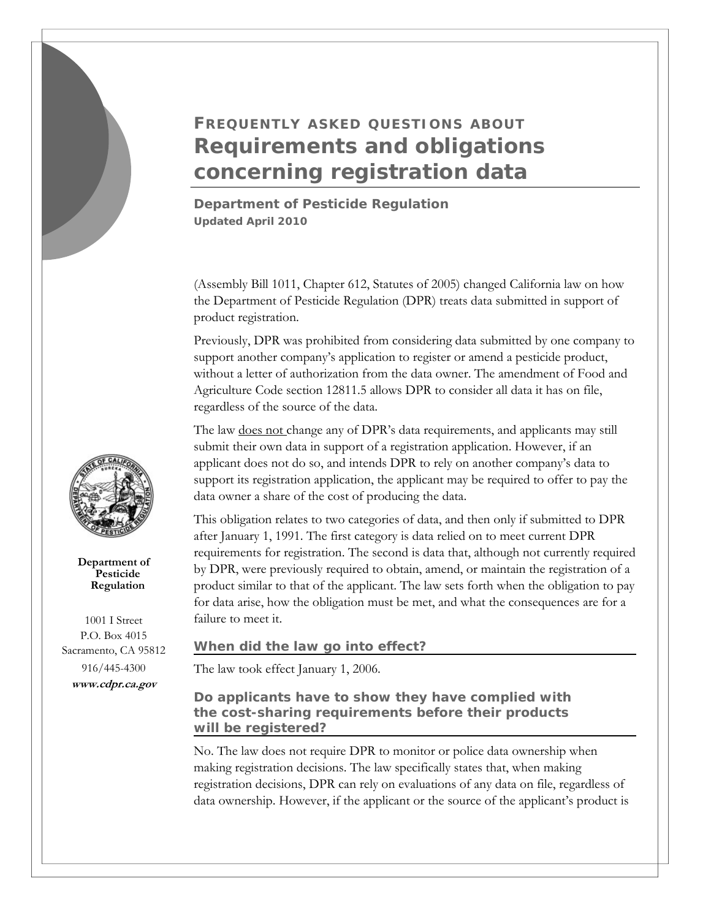# FREQUENTLY ASKED QUESTIONS ABOUT Requirements and obligations concerning registration data

**Department of Pesticide Regulation**
**Updated April 2010**

**Department of Pesticide Regulation**

1001 I Street
P.O. Box 4015
Sacramento, CA 95812
916/445-4300
***www.cdpr.ca.gov***

(Assembly Bill 1011, Chapter 612, Statutes of 2005) changed California law on how the Department of Pesticide Regulation (DPR) treats data submitted in support of product registration.

Previously, DPR was prohibited from considering data submitted by one company to support another company's application to register or amend a pesticide product, without a letter of authorization from the data owner. The amendment of Food and Agriculture Code section 12811.5 allows DPR to consider all data it has on file, regardless of the source of the data.

The law does not change any of DPR's data requirements, and applicants may still submit their own data in support of a registration application. However, if an applicant does not do so, and intends DPR to rely on another company's data to support its registration application, the applicant may be required to offer to pay the data owner a share of the cost of producing the data.

This obligation relates to two categories of data, and then only if submitted to DPR after January 1, 1991. The first category is data relied on to meet current DPR requirements for registration. The second is data that, although not currently required by DPR, were previously required to obtain, amend, or maintain the registration of a product similar to that of the applicant. The law sets forth when the obligation to pay for data arise, how the obligation must be met, and what the consequences are for a failure to meet it.

## When did the law go into effect?

The law took effect January 1, 2006.

## Do applicants have to show they have complied with the cost-sharing requirements before their products will be registered?

No. The law does not require DPR to monitor or police data ownership when making registration decisions. The law specifically states that, when making registration decisions, DPR can rely on evaluations of any data on file, regardless of data ownership. However, if the applicant or the source of the applicant's product is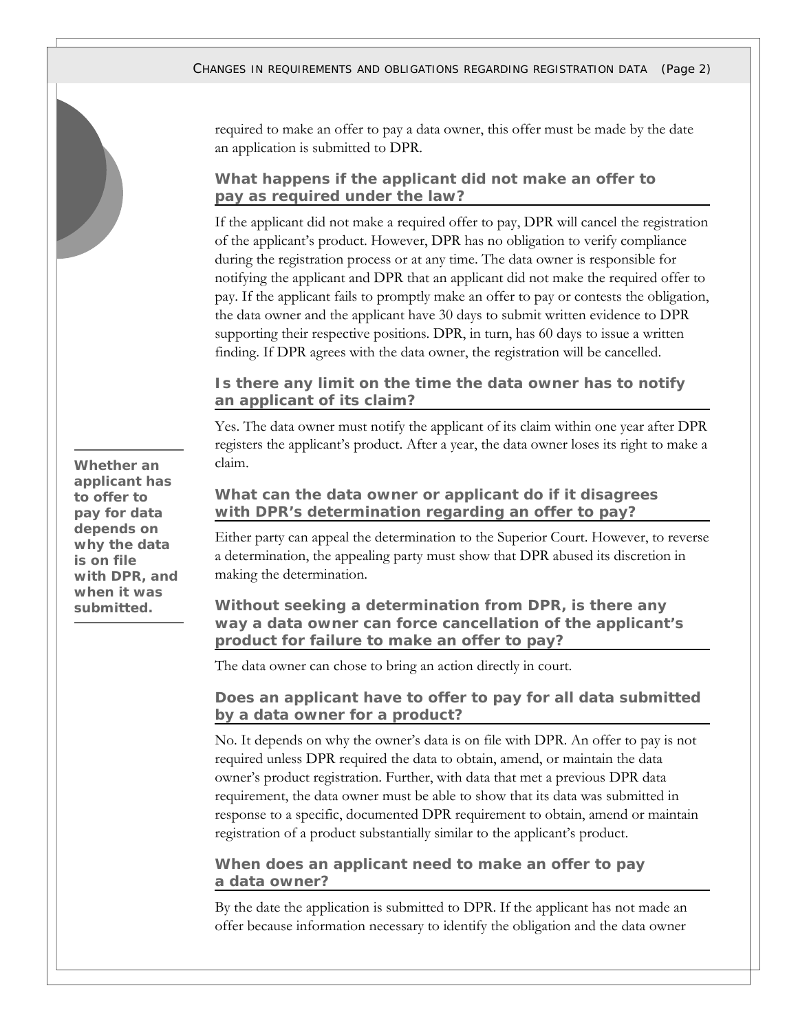required to make an offer to pay a data owner, this offer must be made by the date an application is submitted to DPR.

### What happens if the applicant did not make an offer to pay as required under the law?

If the applicant did not make a required offer to pay, DPR will cancel the registration of the applicant's product. However, DPR has no obligation to verify compliance during the registration process or at any time. The data owner is responsible for notifying the applicant and DPR that an applicant did not make the required offer to pay. If the applicant fails to promptly make an offer to pay or contests the obligation, the data owner and the applicant have 30 days to submit written evidence to DPR supporting their respective positions. DPR, in turn, has 60 days to issue a written finding. If DPR agrees with the data owner, the registration will be cancelled.

### Is there any limit on the time the data owner has to notify an applicant of its claim?

Yes. The data owner must notify the applicant of its claim within one year after DPR registers the applicant's product. After a year, the data owner loses its right to make a claim.

### What can the data owner or applicant do if it disagrees with DPR's determination regarding an offer to pay?

Either party can appeal the determination to the Superior Court. However, to reverse a determination, the appealing party must show that DPR abused its discretion in making the determination.

### Without seeking a determination from DPR, is there any way a data owner can force cancellation of the applicant's product for failure to make an offer to pay?

The data owner can chose to bring an action directly in court.

**Whether an applicant has to offer to pay for data depends on why the data is on file with DPR, and when it was submitted.**

### Does an applicant have to offer to pay for all data submitted by a data owner for a product?

No. It depends on why the owner's data is on file with DPR. An offer to pay is not required unless DPR required the data to obtain, amend, or maintain the data owner's product registration. Further, with data that met a previous DPR data requirement, the data owner must be able to show that its data was submitted in response to a specific, documented DPR requirement to obtain, amend or maintain registration of a product substantially similar to the applicant's product.

### When does an applicant need to make an offer to pay a data owner?

By the date the application is submitted to DPR. If the applicant has not made an offer because information necessary to identify the obligation and the data owner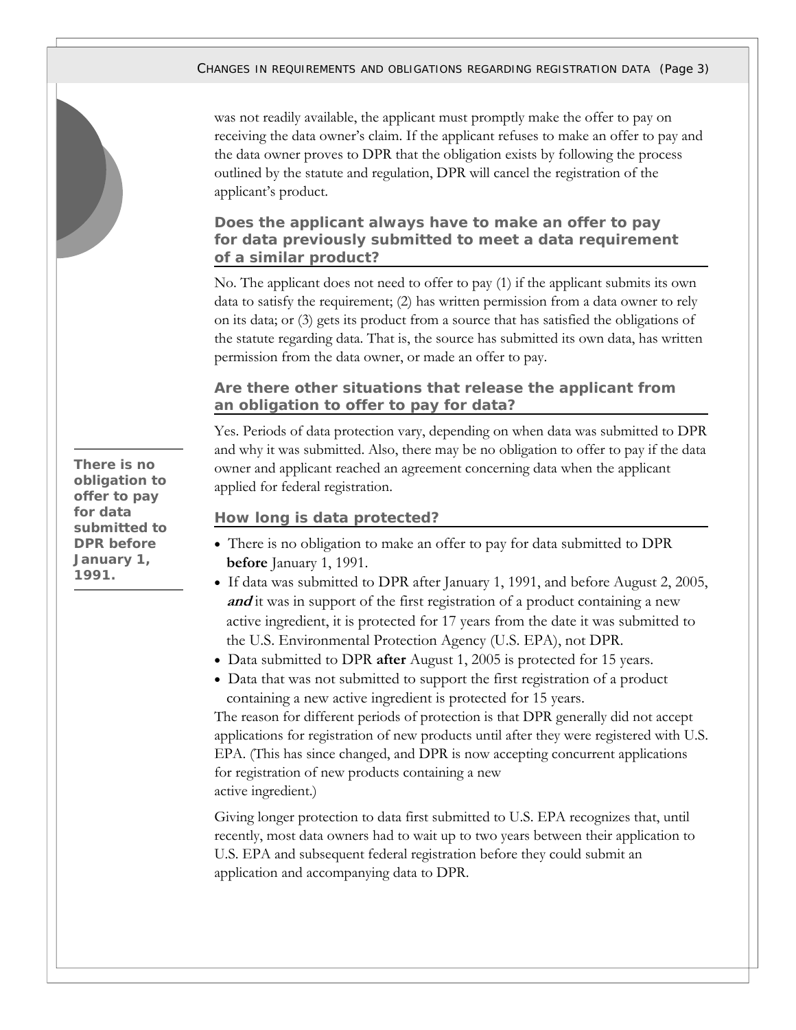was not readily available, the applicant must promptly make the offer to pay on receiving the data owner's claim. If the applicant refuses to make an offer to pay and the data owner proves to DPR that the obligation exists by following the process outlined by the statute and regulation, DPR will cancel the registration of the applicant's product.

### Does the applicant always have to make an offer to pay for data previously submitted to meet a data requirement of a similar product?

No. The applicant does not need to offer to pay (1) if the applicant submits its own data to satisfy the requirement; (2) has written permission from a data owner to rely on its data; or (3) gets its product from a source that has satisfied the obligations of the statute regarding data. That is, the source has submitted its own data, has written permission from the data owner, or made an offer to pay.

### Are there other situations that release the applicant from an obligation to offer to pay for data?

Yes. Periods of data protection vary, depending on when data was submitted to DPR and why it was submitted. Also, there may be no obligation to offer to pay if the data owner and applicant reached an agreement concerning data when the applicant applied for federal registration.

**There is no obligation to offer to pay for data submitted to DPR before January 1, 1991.**

### How long is data protected?

- There is no obligation to make an offer to pay for data submitted to DPR **before** January 1, 1991.
- If data was submitted to DPR after January 1, 1991, and before August 2, 2005, ***and*** it was in support of the first registration of a product containing a new active ingredient, it is protected for 17 years from the date it was submitted to the U.S. Environmental Protection Agency (U.S. EPA), not DPR.
- Data submitted to DPR **after** August 1, 2005 is protected for 15 years.
- Data that was not submitted to support the first registration of a product containing a new active ingredient is protected for 15 years.

The reason for different periods of protection is that DPR generally did not accept applications for registration of new products until after they were registered with U.S. EPA. (This has since changed, and DPR is now accepting concurrent applications for registration of new products containing a new active ingredient.)

Giving longer protection to data first submitted to U.S. EPA recognizes that, until recently, most data owners had to wait up to two years between their application to U.S. EPA and subsequent federal registration before they could submit an application and accompanying data to DPR.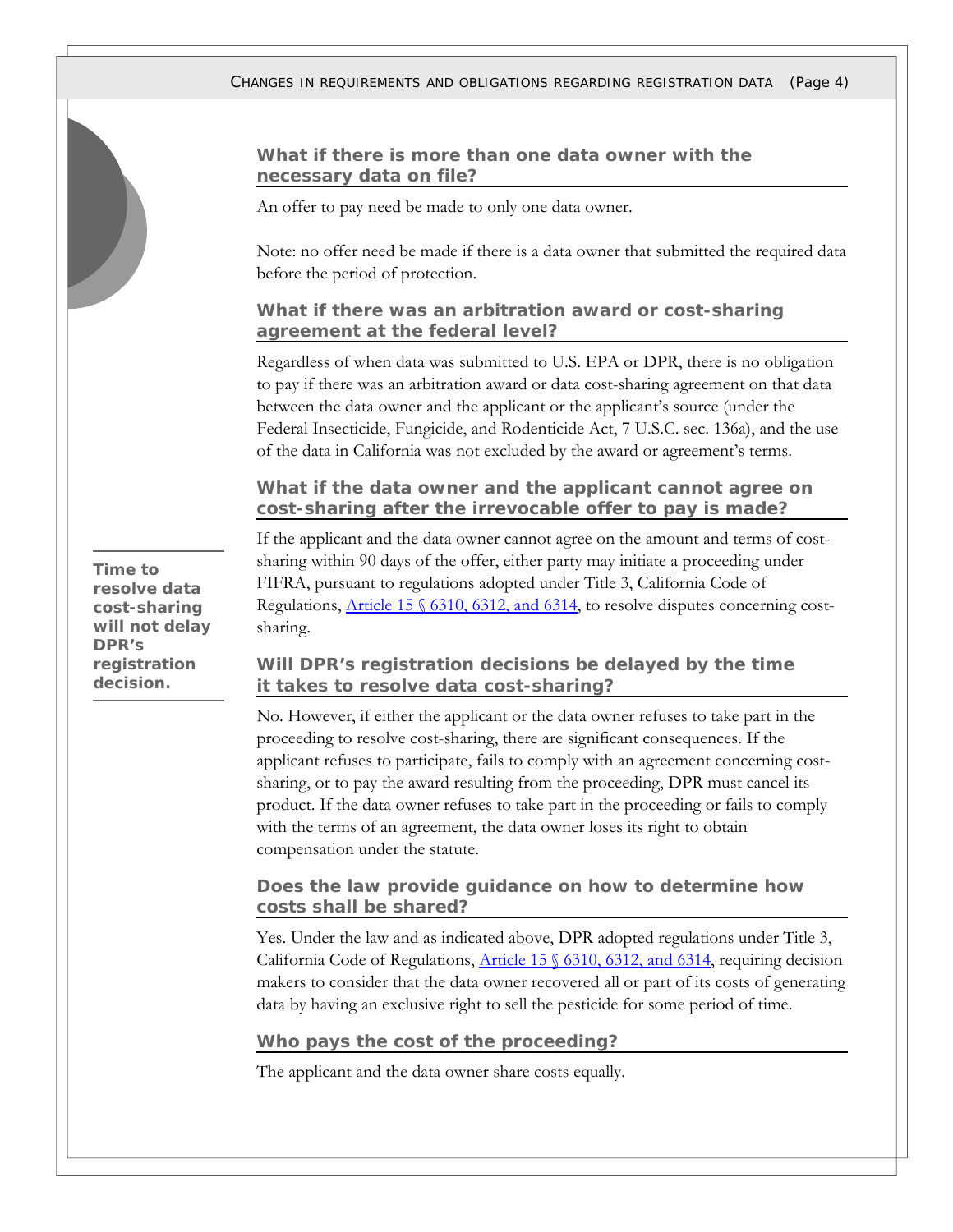### What if there is more than one data owner with the necessary data on file?

An offer to pay need be made to only one data owner.

Note: no offer need be made if there is a data owner that submitted the required data before the period of protection.

### What if there was an arbitration award or cost-sharing agreement at the federal level?

Regardless of when data was submitted to U.S. EPA or DPR, there is no obligation to pay if there was an arbitration award or data cost-sharing agreement on that data between the data owner and the applicant or the applicant's source (under the Federal Insecticide, Fungicide, and Rodenticide Act, 7 U.S.C. sec. 136a), and the use of the data in California was not excluded by the award or agreement's terms.

### What if the data owner and the applicant cannot agree on cost-sharing after the irrevocable offer to pay is made?

If the applicant and the data owner cannot agree on the amount and terms of cost-sharing within 90 days of the offer, either party may initiate a proceeding under FIFRA, pursuant to regulations adopted under Title 3, California Code of Regulations, Article 15 § 6310, 6312, and 6314, to resolve disputes concerning cost-sharing.

**Time to resolve data cost-sharing will not delay DPR's registration decision.**

### Will DPR's registration decisions be delayed by the time it takes to resolve data cost-sharing?

No. However, if either the applicant or the data owner refuses to take part in the proceeding to resolve cost-sharing, there are significant consequences. If the applicant refuses to participate, fails to comply with an agreement concerning cost-sharing, or to pay the award resulting from the proceeding, DPR must cancel its product. If the data owner refuses to take part in the proceeding or fails to comply with the terms of an agreement, the data owner loses its right to obtain compensation under the statute.

### Does the law provide guidance on how to determine how costs shall be shared?

Yes. Under the law and as indicated above, DPR adopted regulations under Title 3, California Code of Regulations, Article 15 § 6310, 6312, and 6314, requiring decision makers to consider that the data owner recovered all or part of its costs of generating data by having an exclusive right to sell the pesticide for some period of time.

### Who pays the cost of the proceeding?

The applicant and the data owner share costs equally.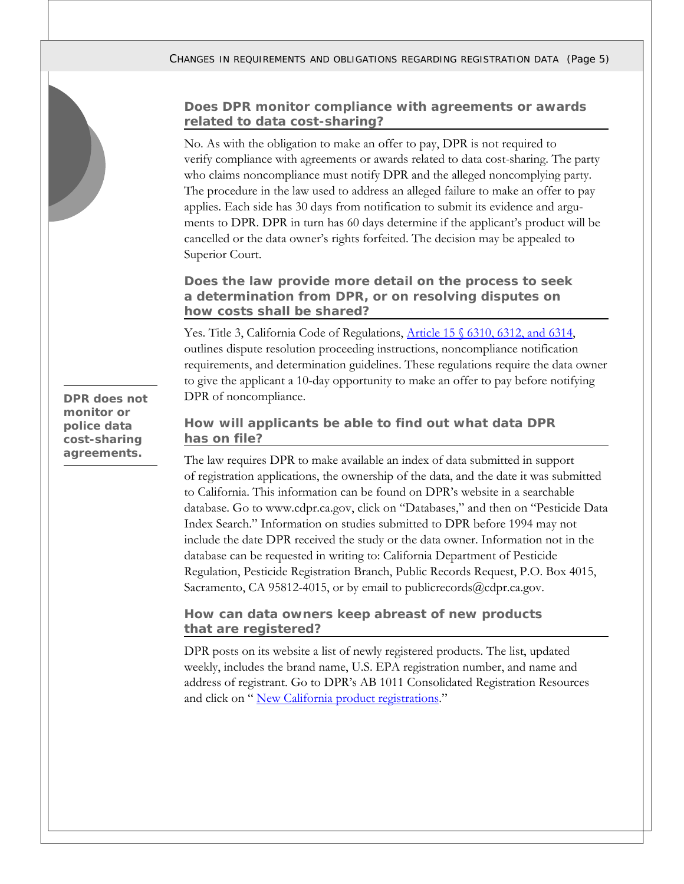### Does DPR monitor compliance with agreements or awards related to data cost-sharing?

No. As with the obligation to make an offer to pay, DPR is not required to verify compliance with agreements or awards related to data cost-sharing. The party who claims noncompliance must notify DPR and the alleged noncomplying party. The procedure in the law used to address an alleged failure to make an offer to pay applies. Each side has 30 days from notification to submit its evidence and arguments to DPR. DPR in turn has 60 days determine if the applicant's product will be cancelled or the data owner's rights forfeited. The decision may be appealed to Superior Court.

### Does the law provide more detail on the process to seek a determination from DPR, or on resolving disputes on how costs shall be shared?

Yes. Title 3, California Code of Regulations, Article 15 § 6310, 6312, and 6314, outlines dispute resolution proceeding instructions, noncompliance notification requirements, and determination guidelines. These regulations require the data owner to give the applicant a 10-day opportunity to make an offer to pay before notifying DPR of noncompliance.

**DPR does not monitor or police data cost-sharing agreements.**

### How will applicants be able to find out what data DPR has on file?

The law requires DPR to make available an index of data submitted in support of registration applications, the ownership of the data, and the date it was submitted to California. This information can be found on DPR's website in a searchable database. Go to www.cdpr.ca.gov, click on "Databases," and then on "Pesticide Data Index Search." Information on studies submitted to DPR before 1994 may not include the date DPR received the study or the data owner. Information not in the database can be requested in writing to: California Department of Pesticide Regulation, Pesticide Registration Branch, Public Records Request, P.O. Box 4015, Sacramento, CA 95812-4015, or by email to publicrecords@cdpr.ca.gov.

### How can data owners keep abreast of new products that are registered?

DPR posts on its website a list of newly registered products. The list, updated weekly, includes the brand name, U.S. EPA registration number, and name and address of registrant. Go to DPR's AB 1011 Consolidated Registration Resources and click on "New California product registrations."